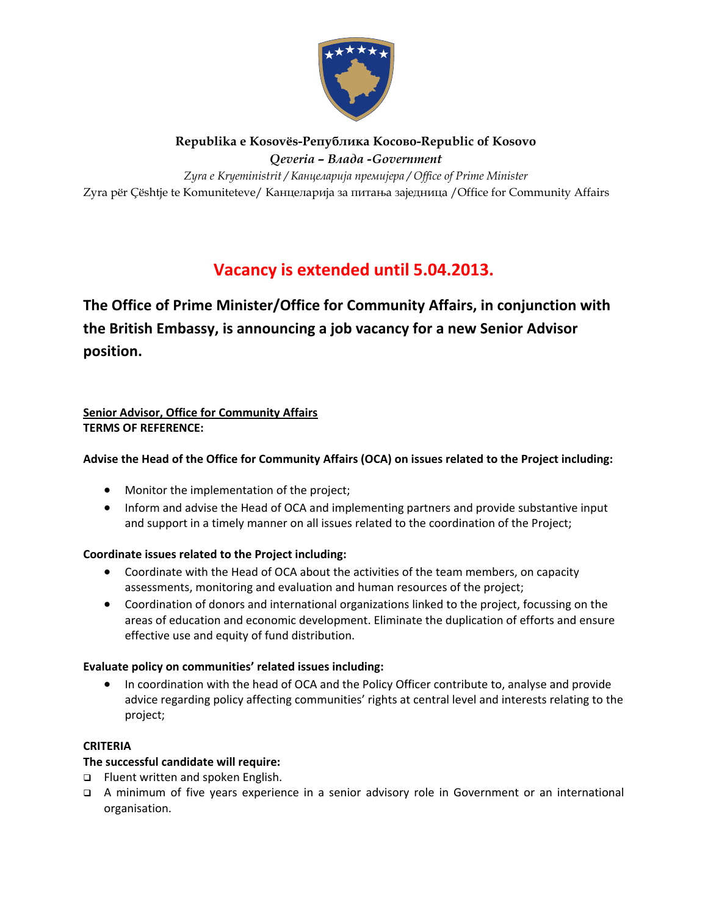**Republika e Kosovës-Република Косово-Republic of Kosovo**

***Qeveria – Влада -Government***

*Zyra e Kryeministrit / Канцеларија премијера / Office of Prime Minister*

Zyra për Çështje te Komuniteteve/ Канцеларија за питања заједница /Office for Community Affairs

## Vacancy is extended until 5.04.2013.

## The Office of Prime Minister/Office for Community Affairs, in conjunction with the British Embassy, is announcing a job vacancy for a new Senior Advisor position.

**Senior Advisor, Office for Community Affairs**

**TERMS OF REFERENCE:**

**Advise the Head of the Office for Community Affairs (OCA) on issues related to the Project including:**

- Monitor the implementation of the project;
- Inform and advise the Head of OCA and implementing partners and provide substantive input and support in a timely manner on all issues related to the coordination of the Project;

**Coordinate issues related to the Project including:**

- Coordinate with the Head of OCA about the activities of the team members, on capacity assessments, monitoring and evaluation and human resources of the project;
- Coordination of donors and international organizations linked to the project, focussing on the areas of education and economic development. Eliminate the duplication of efforts and ensure effective use and equity of fund distribution.

**Evaluate policy on communities' related issues including:**

- In coordination with the head of OCA and the Policy Officer contribute to, analyse and provide advice regarding policy affecting communities' rights at central level and interests relating to the project;

**CRITERIA**

**The successful candidate will require:**

- Fluent written and spoken English.
- A minimum of five years experience in a senior advisory role in Government or an international organisation.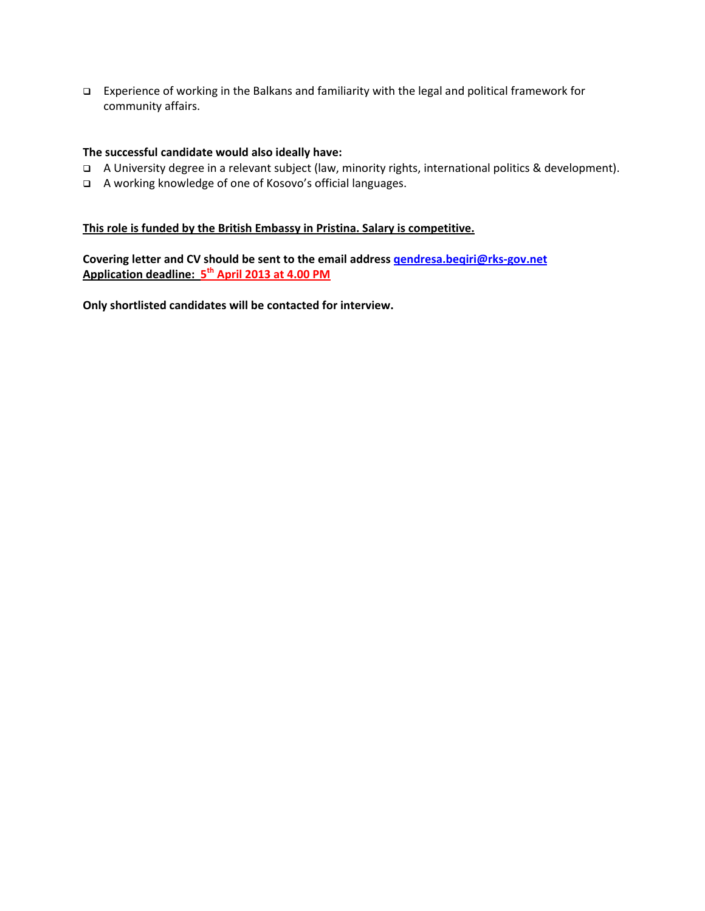- Experience of working in the Balkans and familiarity with the legal and political framework for community affairs.

**The successful candidate would also ideally have:**

- A University degree in a relevant subject (law, minority rights, international politics & development).
- A working knowledge of one of Kosovo's official languages.

**This role is funded by the British Embassy in Pristina. Salary is competitive.**

**Covering letter and CV should be sent to the email address qendresa.beqiri@rks-gov.net**
**Application deadline: 5th April 2013 at 4.00 PM**

**Only shortlisted candidates will be contacted for interview.**